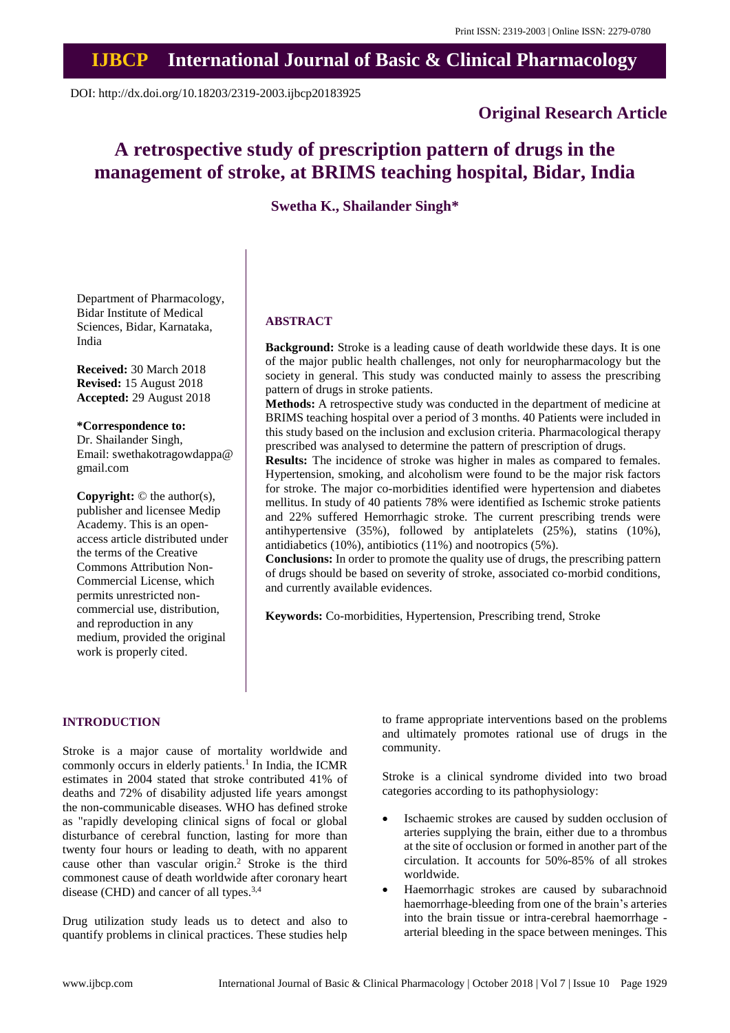Print ISSN: 2319-2003 | Online ISSN: 2279-0780

# IJBCP International Journal of Basic & Clinical Pharmacology

DOI: http://dx.doi.org/10.18203/2319-2003.ijbcp20183925

**Original Research Article**

# A retrospective study of prescription pattern of drugs in the management of stroke, at BRIMS teaching hospital, Bidar, India

**Swetha K., Shailander Singh***

Department of Pharmacology, Bidar Institute of Medical Sciences, Bidar, Karnataka, India

**Received:** 30 March 2018
**Revised:** 15 August 2018
**Accepted:** 29 August 2018

**\*Correspondence to:**
Dr. Shailander Singh,
Email: swethakotragowdappa@gmail.com

**Copyright:** © the author(s), publisher and licensee Medip Academy. This is an open-access article distributed under the terms of the Creative Commons Attribution Non-Commercial License, which permits unrestricted non-commercial use, distribution, and reproduction in any medium, provided the original work is properly cited.

## ABSTRACT

**Background:** Stroke is a leading cause of death worldwide these days. It is one of the major public health challenges, not only for neuropharmacology but the society in general. This study was conducted mainly to assess the prescribing pattern of drugs in stroke patients.

**Methods:** A retrospective study was conducted in the department of medicine at BRIMS teaching hospital over a period of 3 months. 40 Patients were included in this study based on the inclusion and exclusion criteria. Pharmacological therapy prescribed was analysed to determine the pattern of prescription of drugs.

**Results:** The incidence of stroke was higher in males as compared to females. Hypertension, smoking, and alcoholism were found to be the major risk factors for stroke. The major co-morbidities identified were hypertension and diabetes mellitus. In study of 40 patients 78% were identified as Ischemic stroke patients and 22% suffered Hemorrhagic stroke. The current prescribing trends were antihypertensive (35%), followed by antiplatelets (25%), statins (10%), antidiabetics (10%), antibiotics (11%) and nootropics (5%).

**Conclusions:** In order to promote the quality use of drugs, the prescribing pattern of drugs should be based on severity of stroke, associated co-morbid conditions, and currently available evidences.

**Keywords:** Co-morbidities, Hypertension, Prescribing trend, Stroke

## INTRODUCTION

Stroke is a major cause of mortality worldwide and commonly occurs in elderly patients.[1] In India, the ICMR estimates in 2004 stated that stroke contributed 41% of deaths and 72% of disability adjusted life years amongst the non-communicable diseases. WHO has defined stroke as "rapidly developing clinical signs of focal or global disturbance of cerebral function, lasting for more than twenty four hours or leading to death, with no apparent cause other than vascular origin.[2] Stroke is the third commonest cause of death worldwide after coronary heart disease (CHD) and cancer of all types.[3,4]

Drug utilization study leads us to detect and also to quantify problems in clinical practices. These studies help to frame appropriate interventions based on the problems and ultimately promotes rational use of drugs in the community.

Stroke is a clinical syndrome divided into two broad categories according to its pathophysiology:

- Ischaemic strokes are caused by sudden occlusion of arteries supplying the brain, either due to a thrombus at the site of occlusion or formed in another part of the circulation. It accounts for 50%-85% of all strokes worldwide.
- Haemorrhagic strokes are caused by subarachnoid haemorrhage-bleeding from one of the brain's arteries into the brain tissue or intra-cerebral haemorrhage - arterial bleeding in the space between meninges. This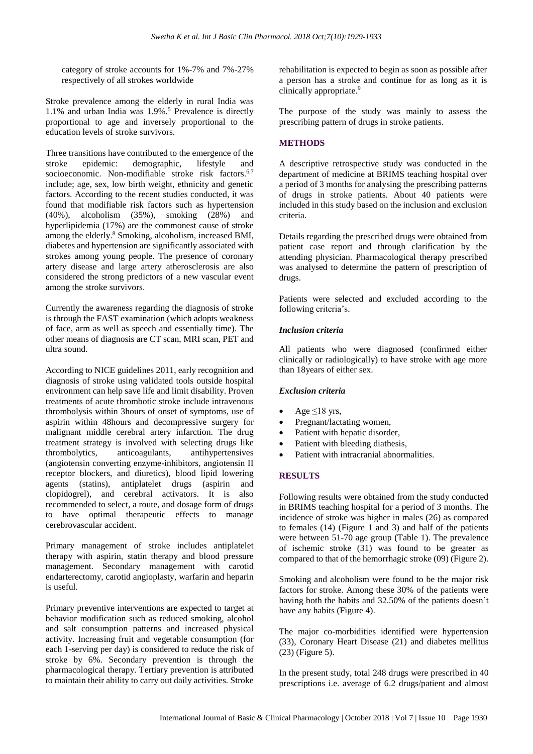category of stroke accounts for 1%-7% and 7%-27% respectively of all strokes worldwide

Stroke prevalence among the elderly in rural India was 1.1% and urban India was 1.9%.[5] Prevalence is directly proportional to age and inversely proportional to the education levels of stroke survivors.

Three transitions have contributed to the emergence of the stroke epidemic: demographic, lifestyle and socioeconomic. Non-modifiable stroke risk factors.[6,7] include; age, sex, low birth weight, ethnicity and genetic factors. According to the recent studies conducted, it was found that modifiable risk factors such as hypertension (40%), alcoholism (35%), smoking (28%) and hyperlipidemia (17%) are the commonest cause of stroke among the elderly.[8] Smoking, alcoholism, increased BMI, diabetes and hypertension are significantly associated with strokes among young people. The presence of coronary artery disease and large artery atherosclerosis are also considered the strong predictors of a new vascular event among the stroke survivors.

Currently the awareness regarding the diagnosis of stroke is through the FAST examination (which adopts weakness of face, arm as well as speech and essentially time). The other means of diagnosis are CT scan, MRI scan, PET and ultra sound.

According to NICE guidelines 2011, early recognition and diagnosis of stroke using validated tools outside hospital environment can help save life and limit disability. Proven treatments of acute thrombotic stroke include intravenous thrombolysis within 3hours of onset of symptoms, use of aspirin within 48hours and decompressive surgery for malignant middle cerebral artery infarction. The drug treatment strategy is involved with selecting drugs like thrombolytics, anticoagulants, antihypertensives (angiotensin converting enzyme-inhibitors, angiotensin II receptor blockers, and diuretics), blood lipid lowering agents (statins), antiplatelet drugs (aspirin and clopidogrel), and cerebral activators. It is also recommended to select, a route, and dosage form of drugs to have optimal therapeutic effects to manage cerebrovascular accident.

Primary management of stroke includes antiplatelet therapy with aspirin, statin therapy and blood pressure management. Secondary management with carotid endarterectomy, carotid angioplasty, warfarin and heparin is useful.

Primary preventive interventions are expected to target at behavior modification such as reduced smoking, alcohol and salt consumption patterns and increased physical activity. Increasing fruit and vegetable consumption (for each 1-serving per day) is considered to reduce the risk of stroke by 6%. Secondary prevention is through the pharmacological therapy. Tertiary prevention is attributed to maintain their ability to carry out daily activities. Stroke rehabilitation is expected to begin as soon as possible after a person has a stroke and continue for as long as it is clinically appropriate.[9]

The purpose of the study was mainly to assess the prescribing pattern of drugs in stroke patients.

## METHODS

A descriptive retrospective study was conducted in the department of medicine at BRIMS teaching hospital over a period of 3 months for analysing the prescribing patterns of drugs in stroke patients. About 40 patients were included in this study based on the inclusion and exclusion criteria.

Details regarding the prescribed drugs were obtained from patient case report and through clarification by the attending physician. Pharmacological therapy prescribed was analysed to determine the pattern of prescription of drugs.

Patients were selected and excluded according to the following criteria's.

### *Inclusion criteria*

All patients who were diagnosed (confirmed either clinically or radiologically) to have stroke with age more than 18years of either sex.

### *Exclusion criteria*

- Age ≤18 yrs,
- Pregnant/lactating women,
- Patient with hepatic disorder,
- Patient with bleeding diathesis,
- Patient with intracranial abnormalities.

## RESULTS

Following results were obtained from the study conducted in BRIMS teaching hospital for a period of 3 months. The incidence of stroke was higher in males (26) as compared to females (14) (Figure 1 and 3) and half of the patients were between 51-70 age group (Table 1). The prevalence of ischemic stroke (31) was found to be greater as compared to that of the hemorrhagic stroke (09) (Figure 2).

Smoking and alcoholism were found to be the major risk factors for stroke. Among these 30% of the patients were having both the habits and 32.50% of the patients doesn't have any habits (Figure 4).

The major co-morbidities identified were hypertension (33), Coronary Heart Disease (21) and diabetes mellitus (23) (Figure 5).

In the present study, total 248 drugs were prescribed in 40 prescriptions i.e. average of 6.2 drugs/patient and almost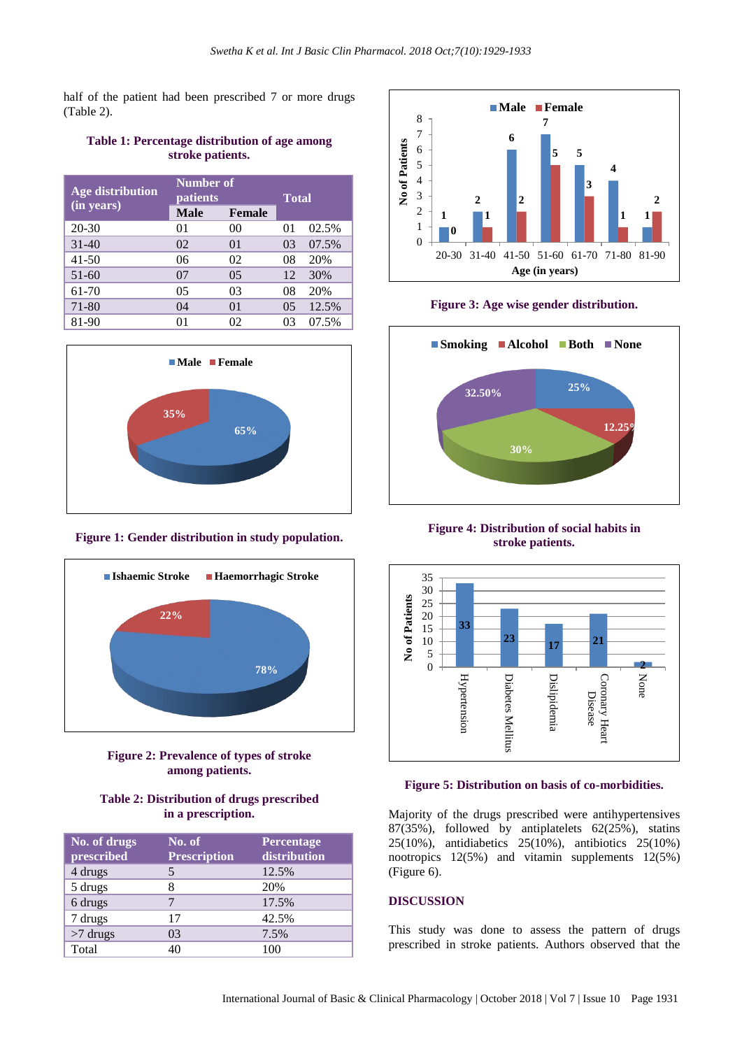half of the patient had been prescribed 7 or more drugs (Table 2).

**Table 1: Percentage distribution of age among stroke patients.**

| Age distribution (in years) | Number of patients | | Total | |
|---|---|---|---|---|
| | Male | Female | | |
| 20-30 | 01 | 00 | 01 | 02.5% |
| 31-40 | 02 | 01 | 03 | 07.5% |
| 41-50 | 06 | 02 | 08 | 20% |
| 51-60 | 07 | 05 | 12 | 30% |
| 61-70 | 05 | 03 | 08 | 20% |
| 71-80 | 04 | 01 | 05 | 12.5% |
| 81-90 | 01 | 02 | 03 | 07.5% |

Male
Female
65%
35%

**Figure 1: Gender distribution in study population.**

Ishaemic Stroke
Haemorrhagic Stroke
78%
22%

**Figure 2: Prevalence of types of stroke among patients.**

**Table 2: Distribution of drugs prescribed in a prescription.**

| No. of drugs prescribed | No. of Prescription | Percentage distribution |
|---|---|---|
| 4 drugs | 5 | 12.5% |
| 5 drugs | 8 | 20% |
| 6 drugs | 7 | 17.5% |
| 7 drugs | 17 | 42.5% |
| >7 drugs | 03 | 7.5% |
| Total | 40 | 100 |

Male
Female
No of Patients
0 1 2 3 4 5 6 7 8
20-30 31-40 41-50 51-60 61-70 71-80 81-90
Age (in years)
1 0 2 1 6 2 7 5 5 3 4 1 1 2

**Figure 3: Age wise gender distribution.**

Smoking
Alcohol
Both
None
25%
12.25%
30%
32.50%

**Figure 4: Distribution of social habits in stroke patients.**

No of Patients
0 5 10 15 20 25 30 35
Hypertension
Diabetes Mellitus
Dislipidemia
Coronary Heart Disease
None
33 23 17 21 2

**Figure 5: Distribution on basis of co-morbidities.**

Majority of the drugs prescribed were antihypertensives 87(35%), followed by antiplatelets 62(25%), statins 25(10%), antidiabetics 25(10%), antibiotics 25(10%) nootropics 12(5%) and vitamin supplements 12(5%) (Figure 6).

## DISCUSSION

This study was done to assess the pattern of drugs prescribed in stroke patients. Authors observed that the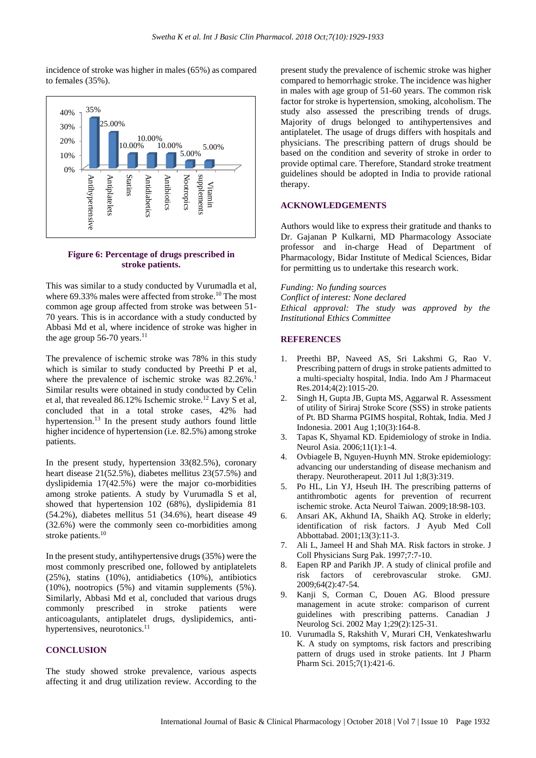incidence of stroke was higher in males (65%) as compared to females (35%).

40%
30%
20%
10%
0%

35%
25.00%
10.00%
10.00%
10.00%
5.00%
5.00%

Antihypertensive
Antiplatelets
Statins
Antidiabetics
Antibiotics
Nootropics
Vitamin supplements

**Figure 6: Percentage of drugs prescribed in stroke patients.**

This was similar to a study conducted by Vurumadla et al, where 69.33% males were affected from stroke.[10] The most common age group affected from stroke was between 51-70 years. This is in accordance with a study conducted by Abbasi Md et al, where incidence of stroke was higher in the age group 56-70 years.[11]

The prevalence of ischemic stroke was 78% in this study which is similar to study conducted by Preethi P et al, where the prevalence of ischemic stroke was 82.26%.[1] Similar results were obtained in study conducted by Celin et al, that revealed 86.12% Ischemic stroke.[12] Lavy S et al, concluded that in a total stroke cases, 42% had hypertension.[13] In the present study authors found little higher incidence of hypertension (i.e. 82.5%) among stroke patients.

In the present study, hypertension 33(82.5%), coronary heart disease 21(52.5%), diabetes mellitus 23(57.5%) and dyslipidemia 17(42.5%) were the major co-morbidities among stroke patients. A study by Vurumadla S et al, showed that hypertension 102 (68%), dyslipidemia 81 (54.2%), diabetes mellitus 51 (34.6%), heart disease 49 (32.6%) were the commonly seen co-morbidities among stroke patients.[10]

In the present study, antihypertensive drugs (35%) were the most commonly prescribed one, followed by antiplatelets (25%), statins (10%), antidiabetics (10%), antibiotics (10%), nootropics (5%) and vitamin supplements (5%). Similarly, Abbasi Md et al, concluded that various drugs commonly prescribed in stroke patients were anticoagulants, antiplatelet drugs, dyslipidemics, anti-hypertensives, neurotonics.[11]

## CONCLUSION

The study showed stroke prevalence, various aspects affecting it and drug utilization review. According to the present study the prevalence of ischemic stroke was higher compared to hemorrhagic stroke. The incidence was higher in males with age group of 51-60 years. The common risk factor for stroke is hypertension, smoking, alcoholism. The study also assessed the prescribing trends of drugs. Majority of drugs belonged to antihypertensives and antiplatelet. The usage of drugs differs with hospitals and physicians. The prescribing pattern of drugs should be based on the condition and severity of stroke in order to provide optimal care. Therefore, Standard stroke treatment guidelines should be adopted in India to provide rational therapy.

## ACKNOWLEDGEMENTS

Authors would like to express their gratitude and thanks to Dr. Gajanan P Kulkarni, MD Pharmacology Associate professor and in-charge Head of Department of Pharmacology, Bidar Institute of Medical Sciences, Bidar for permitting us to undertake this research work.

*Funding: No funding sources*
*Conflict of interest: None declared*
*Ethical approval: The study was approved by the Institutional Ethics Committee*

## REFERENCES

1. Preethi BP, Naveed AS, Sri Lakshmi G, Rao V. Prescribing pattern of drugs in stroke patients admitted to a multi-specialty hospital, India. Indo Am J Pharmaceut Res.2014;4(2):1015-20.
2. Singh H, Gupta JB, Gupta MS, Aggarwal R. Assessment of utility of Siriraj Stroke Score (SSS) in stroke patients of Pt. BD Sharma PGIMS hospital, Rohtak, India. Med J Indonesia. 2001 Aug 1;10(3):164-8.
3. Tapas K, Shyamal KD. Epidemiology of stroke in India. Neurol Asia. 2006;11(1):1-4.
4. Ovbiagele B, Nguyen-Huynh MN. Stroke epidemiology: advancing our understanding of disease mechanism and therapy. Neurotherapeut. 2011 Jul 1;8(3):319.
5. Po HL, Lin YJ, Hseuh IH. The prescribing patterns of antithrombotic agents for prevention of recurrent ischemic stroke. Acta Neurol Taiwan. 2009;18:98-103.
6. Ansari AK, Akhund IA, Shaikh AQ. Stroke in elderly; identification of risk factors. J Ayub Med Coll Abbottabad. 2001;13(3):11-3.
7. Ali L, Jameel H and Shah MA. Risk factors in stroke. J Coll Physicians Surg Pak. 1997;7:7-10.
8. Eapen RP and Parikh JP. A study of clinical profile and risk factors of cerebrovascular stroke. GMJ. 2009;64(2):47-54.
9. Kanji S, Corman C, Douen AG. Blood pressure management in acute stroke: comparison of current guidelines with prescribing patterns. Canadian J Neurolog Sci. 2002 May 1;29(2):125-31.
10. Vurumadla S, Rakshith V, Murari CH, Venkateshwarlu K. A study on symptoms, risk factors and prescribing pattern of drugs used in stroke patients. Int J Pharm Pharm Sci. 2015;7(1):421-6.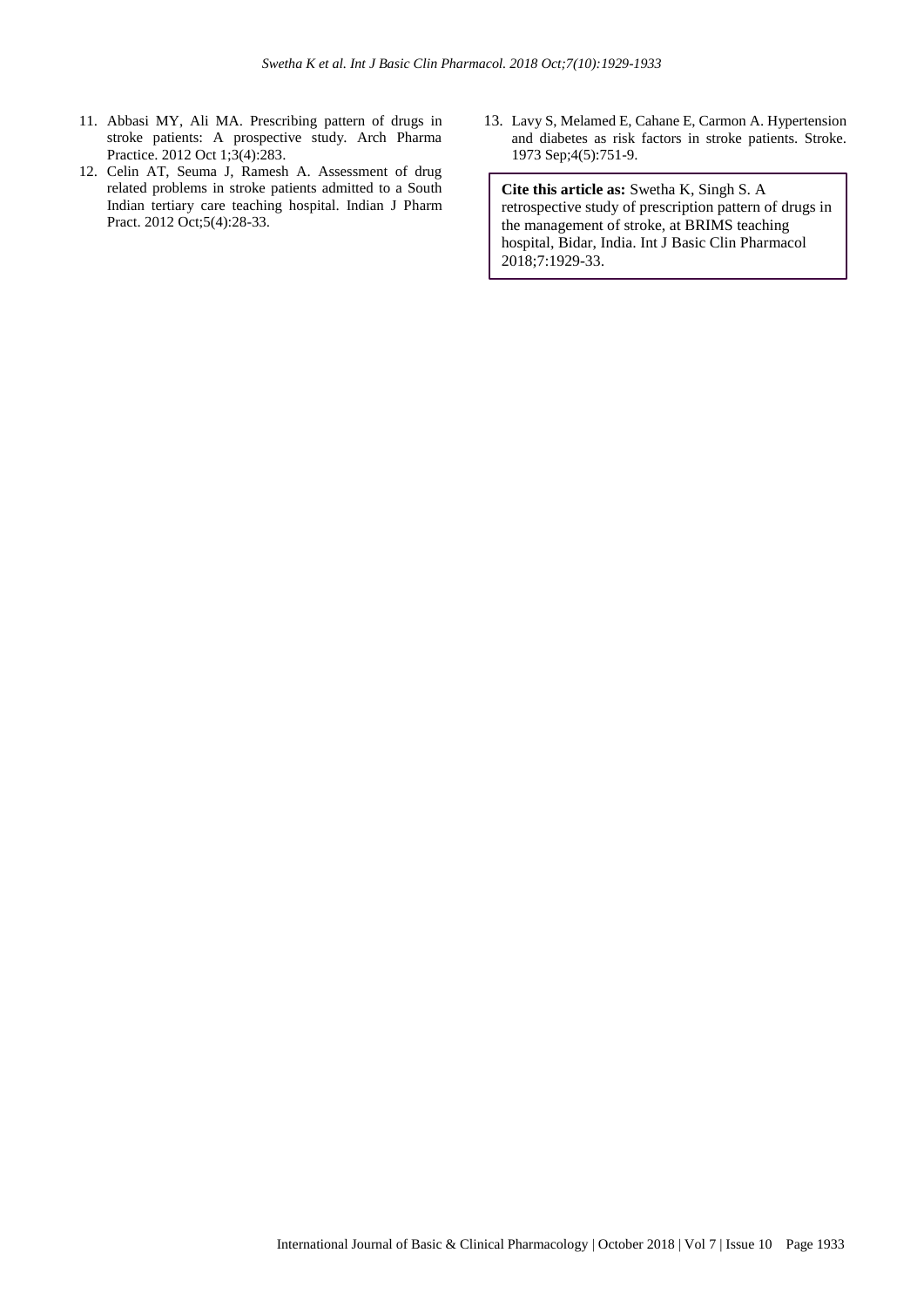11. Abbasi MY, Ali MA. Prescribing pattern of drugs in stroke patients: A prospective study. Arch Pharma Practice. 2012 Oct 1;3(4):283.
12. Celin AT, Seuma J, Ramesh A. Assessment of drug related problems in stroke patients admitted to a South Indian tertiary care teaching hospital. Indian J Pharm Pract. 2012 Oct;5(4):28-33.
13. Lavy S, Melamed E, Cahane E, Carmon A. Hypertension and diabetes as risk factors in stroke patients. Stroke. 1973 Sep;4(5):751-9.

**Cite this article as:** Swetha K, Singh S. A retrospective study of prescription pattern of drugs in the management of stroke, at BRIMS teaching hospital, Bidar, India. Int J Basic Clin Pharmacol 2018;7:1929-33.